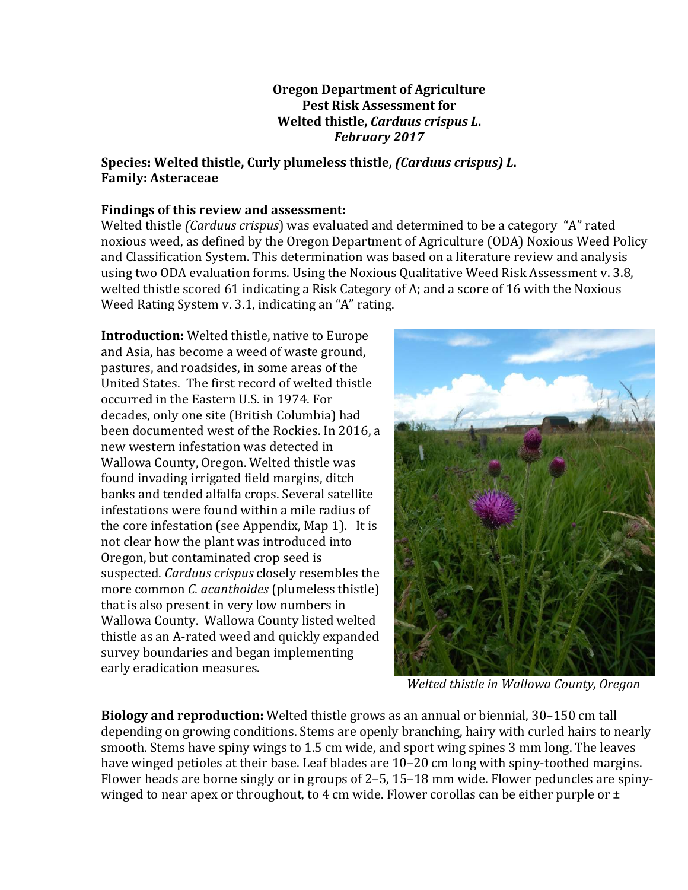**Oregon Department of Agriculture**
**Pest Risk Assessment for**
**Welted thistle, *Carduus crispus L.***
***February 2017***

**Species: Welted thistle, Curly plumeless thistle, *(Carduus crispus)* L.**
**Family: Asteraceae**

**Findings of this review and assessment:**
Welted thistle *(Carduus crispus*) was evaluated and determined to be a category "A" rated noxious weed, as defined by the Oregon Department of Agriculture (ODA) Noxious Weed Policy and Classification System. This determination was based on a literature review and analysis using two ODA evaluation forms. Using the Noxious Qualitative Weed Risk Assessment v. 3.8, welted thistle scored 61 indicating a Risk Category of A; and a score of 16 with the Noxious Weed Rating System v. 3.1, indicating an "A" rating.

**Introduction:** Welted thistle, native to Europe and Asia, has become a weed of waste ground, pastures, and roadsides, in some areas of the United States. The first record of welted thistle occurred in the Eastern U.S. in 1974. For decades, only one site (British Columbia) had been documented west of the Rockies. In 2016, a new western infestation was detected in Wallowa County, Oregon. Welted thistle was found invading irrigated field margins, ditch banks and tended alfalfa crops. Several satellite infestations were found within a mile radius of the core infestation (see Appendix, Map 1). It is not clear how the plant was introduced into Oregon, but contaminated crop seed is suspected. *Carduus crispus* closely resembles the more common *C. acanthoides* (plumeless thistle) that is also present in very low numbers in Wallowa County. Wallowa County listed welted thistle as an A-rated weed and quickly expanded survey boundaries and began implementing early eradication measures.

*Welted thistle in Wallowa County, Oregon*

**Biology and reproduction:** Welted thistle grows as an annual or biennial, 30–150 cm tall depending on growing conditions. Stems are openly branching, hairy with curled hairs to nearly smooth. Stems have spiny wings to 1.5 cm wide, and sport wing spines 3 mm long. The leaves have winged petioles at their base. Leaf blades are 10–20 cm long with spiny-toothed margins. Flower heads are borne singly or in groups of 2–5, 15–18 mm wide. Flower peduncles are spiny-winged to near apex or throughout, to 4 cm wide. Flower corollas can be either purple or ±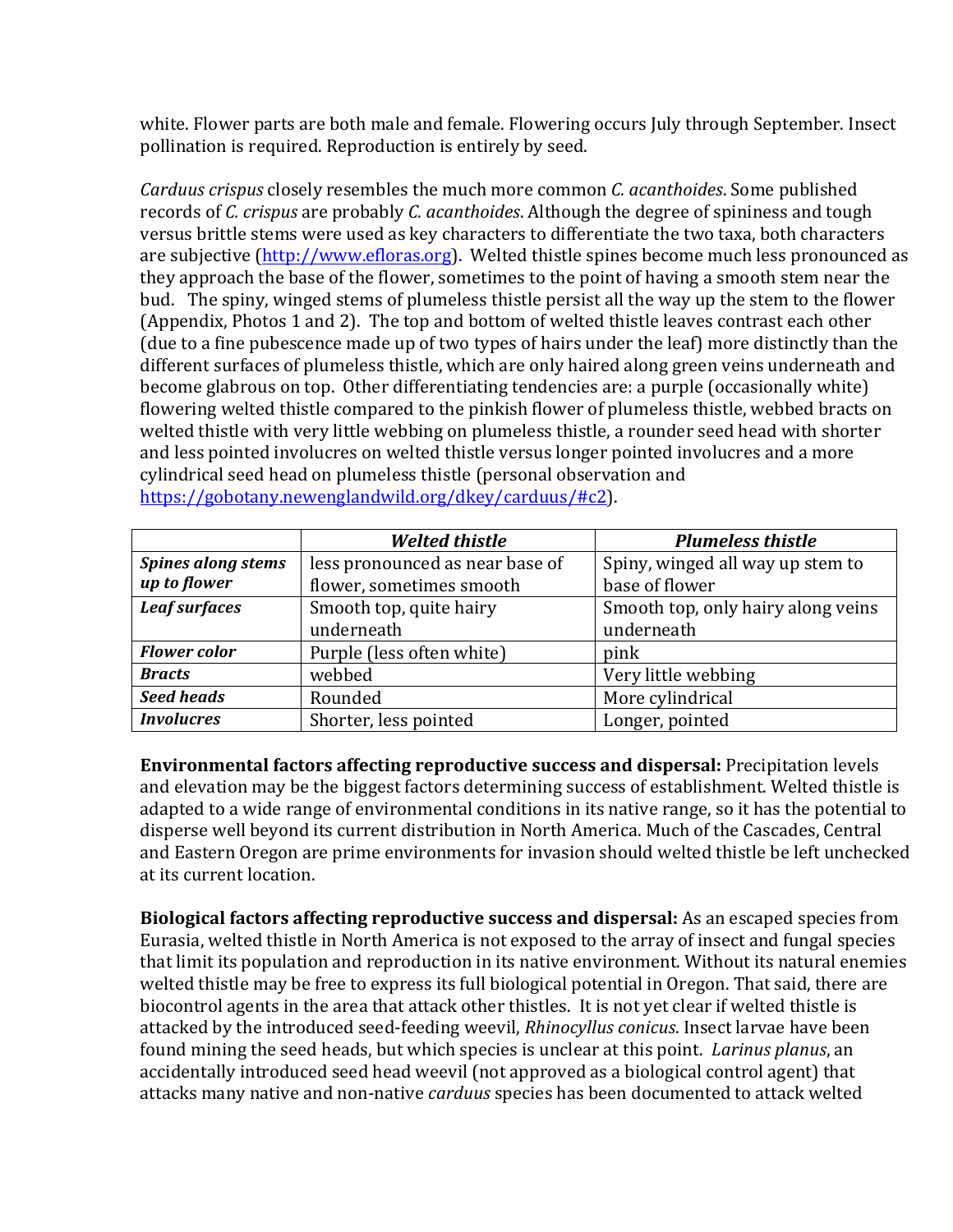white. Flower parts are both male and female. Flowering occurs July through September. Insect pollination is required. Reproduction is entirely by seed.

*Carduus crispus* closely resembles the much more common *C. acanthoides*. Some published records of *C. crispus* are probably *C. acanthoides*. Although the degree of spininess and tough versus brittle stems were used as key characters to differentiate the two taxa, both characters are subjective (http://www.efloras.org). Welted thistle spines become much less pronounced as they approach the base of the flower, sometimes to the point of having a smooth stem near the bud. The spiny, winged stems of plumeless thistle persist all the way up the stem to the flower (Appendix, Photos 1 and 2). The top and bottom of welted thistle leaves contrast each other (due to a fine pubescence made up of two types of hairs under the leaf) more distinctly than the different surfaces of plumeless thistle, which are only haired along green veins underneath and become glabrous on top. Other differentiating tendencies are: a purple (occasionally white) flowering welted thistle compared to the pinkish flower of plumeless thistle, webbed bracts on welted thistle with very little webbing on plumeless thistle, a rounder seed head with shorter and less pointed involucres on welted thistle versus longer pointed involucres and a more cylindrical seed head on plumeless thistle (personal observation and https://gobotany.newenglandwild.org/dkey/carduus/#c2).

| | ***Welted thistle*** | ***Plumeless thistle*** |
|---|---|---|
| ***Spines along stems up to flower*** | less pronounced as near base of flower, sometimes smooth | Spiny, winged all way up stem to base of flower |
| ***Leaf surfaces*** | Smooth top, quite hairy underneath | Smooth top, only hairy along veins underneath |
| ***Flower color*** | Purple (less often white) | pink |
| ***Bracts*** | webbed | Very little webbing |
| ***Seed heads*** | Rounded | More cylindrical |
| ***Involucres*** | Shorter, less pointed | Longer, pointed |

**Environmental factors affecting reproductive success and dispersal:** Precipitation levels and elevation may be the biggest factors determining success of establishment. Welted thistle is adapted to a wide range of environmental conditions in its native range, so it has the potential to disperse well beyond its current distribution in North America. Much of the Cascades, Central and Eastern Oregon are prime environments for invasion should welted thistle be left unchecked at its current location.

**Biological factors affecting reproductive success and dispersal:** As an escaped species from Eurasia, welted thistle in North America is not exposed to the array of insect and fungal species that limit its population and reproduction in its native environment. Without its natural enemies welted thistle may be free to express its full biological potential in Oregon. That said, there are biocontrol agents in the area that attack other thistles. It is not yet clear if welted thistle is attacked by the introduced seed-feeding weevil, *Rhinocyllus conicus*. Insect larvae have been found mining the seed heads, but which species is unclear at this point. *Larinus planus*, an accidentally introduced seed head weevil (not approved as a biological control agent) that attacks many native and non-native *carduus* species has been documented to attack welted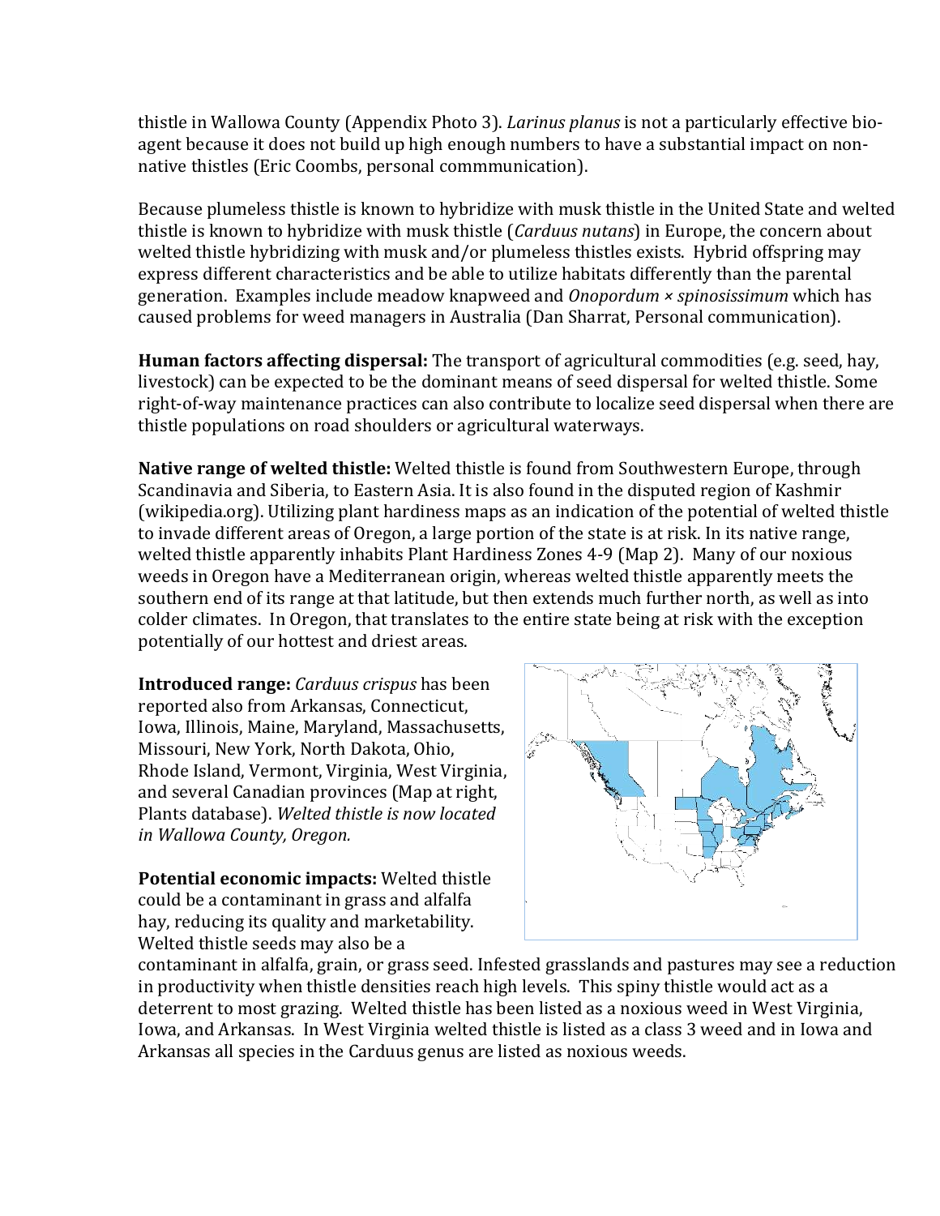thistle in Wallowa County (Appendix Photo 3). *Larinus planus* is not a particularly effective bio-agent because it does not build up high enough numbers to have a substantial impact on non-native thistles (Eric Coombs, personal commmunication).

Because plumeless thistle is known to hybridize with musk thistle in the United State and welted thistle is known to hybridize with musk thistle (*Carduus nutans*) in Europe, the concern about welted thistle hybridizing with musk and/or plumeless thistles exists. Hybrid offspring may express different characteristics and be able to utilize habitats differently than the parental generation. Examples include meadow knapweed and *Onopordum × spinosissimum* which has caused problems for weed managers in Australia (Dan Sharrat, Personal communication).

**Human factors affecting dispersal:** The transport of agricultural commodities (e.g. seed, hay, livestock) can be expected to be the dominant means of seed dispersal for welted thistle. Some right-of-way maintenance practices can also contribute to localize seed dispersal when there are thistle populations on road shoulders or agricultural waterways.

**Native range of welted thistle:** Welted thistle is found from Southwestern Europe, through Scandinavia and Siberia, to Eastern Asia. It is also found in the disputed region of Kashmir (wikipedia.org). Utilizing plant hardiness maps as an indication of the potential of welted thistle to invade different areas of Oregon, a large portion of the state is at risk. In its native range, welted thistle apparently inhabits Plant Hardiness Zones 4-9 (Map 2). Many of our noxious weeds in Oregon have a Mediterranean origin, whereas welted thistle apparently meets the southern end of its range at that latitude, but then extends much further north, as well as into colder climates. In Oregon, that translates to the entire state being at risk with the exception potentially of our hottest and driest areas.

**Introduced range:** *Carduus crispus* has been reported also from Arkansas, Connecticut, Iowa, Illinois, Maine, Maryland, Massachusetts, Missouri, New York, North Dakota, Ohio, Rhode Island, Vermont, Virginia, West Virginia, and several Canadian provinces (Map at right, Plants database). *Welted thistle is now located in Wallowa County, Oregon.*

**Potential economic impacts:** Welted thistle could be a contaminant in grass and alfalfa hay, reducing its quality and marketability. Welted thistle seeds may also be a contaminant in alfalfa, grain, or grass seed. Infested grasslands and pastures may see a reduction in productivity when thistle densities reach high levels. This spiny thistle would act as a deterrent to most grazing. Welted thistle has been listed as a noxious weed in West Virginia, Iowa, and Arkansas. In West Virginia welted thistle is listed as a class 3 weed and in Iowa and Arkansas all species in the Carduus genus are listed as noxious weeds.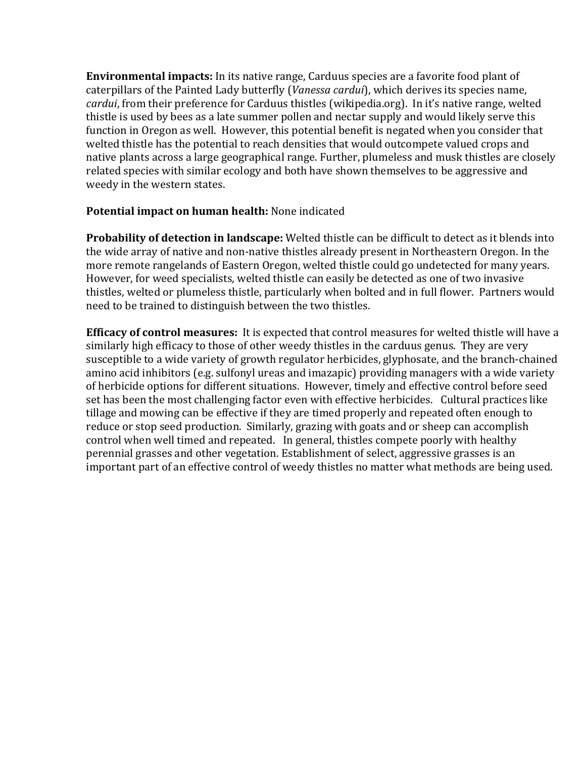**Environmental impacts:** In its native range, Carduus species are a favorite food plant of caterpillars of the Painted Lady butterfly (*Vanessa cardui*), which derives its species name, *cardui*, from their preference for Carduus thistles (wikipedia.org). In it's native range, welted thistle is used by bees as a late summer pollen and nectar supply and would likely serve this function in Oregon as well. However, this potential benefit is negated when you consider that welted thistle has the potential to reach densities that would outcompete valued crops and native plants across a large geographical range. Further, plumeless and musk thistles are closely related species with similar ecology and both have shown themselves to be aggressive and weedy in the western states.

**Potential impact on human health:** None indicated

**Probability of detection in landscape:** Welted thistle can be difficult to detect as it blends into the wide array of native and non-native thistles already present in Northeastern Oregon. In the more remote rangelands of Eastern Oregon, welted thistle could go undetected for many years. However, for weed specialists, welted thistle can easily be detected as one of two invasive thistles, welted or plumeless thistle, particularly when bolted and in full flower. Partners would need to be trained to distinguish between the two thistles.

**Efficacy of control measures:** It is expected that control measures for welted thistle will have a similarly high efficacy to those of other weedy thistles in the carduus genus. They are very susceptible to a wide variety of growth regulator herbicides, glyphosate, and the branch-chained amino acid inhibitors (e.g. sulfonyl ureas and imazapic) providing managers with a wide variety of herbicide options for different situations. However, timely and effective control before seed set has been the most challenging factor even with effective herbicides. Cultural practices like tillage and mowing can be effective if they are timed properly and repeated often enough to reduce or stop seed production. Similarly, grazing with goats and or sheep can accomplish control when well timed and repeated. In general, thistles compete poorly with healthy perennial grasses and other vegetation. Establishment of select, aggressive grasses is an important part of an effective control of weedy thistles no matter what methods are being used.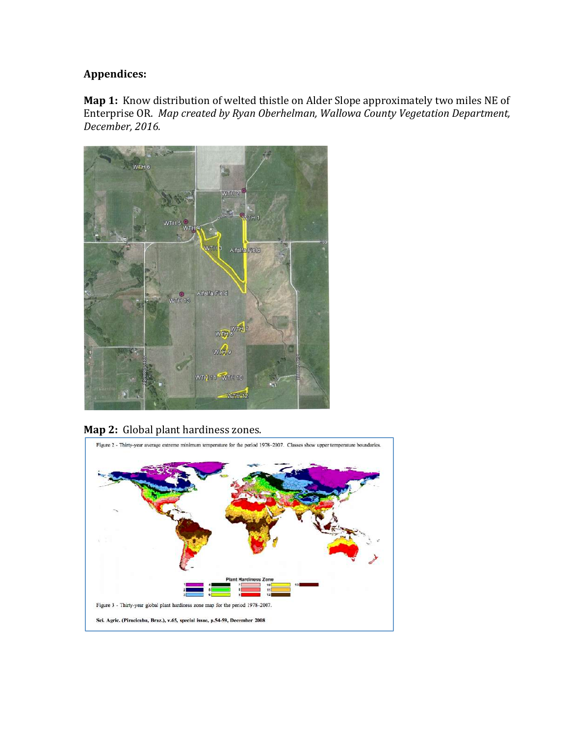**Appendices:**

**Map 1:** Know distribution of welted thistle on Alder Slope approximately two miles NE of Enterprise OR. *Map created by Ryan Oberhelman, Wallowa County Vegetation Department, December, 2016.*

**Map 2:** Global plant hardiness zones.

Figure 2 - Thirty-year average extreme minimum temperature for the period 1978–2007. Classes show upper temperature boundaries.

Figure 3 - Thirty-year global plant hardiness zone map for the period 1978–2007.

Sci. Agric. (Piracicaba, Braz.), v.65, special issue, p.54-59, December 2008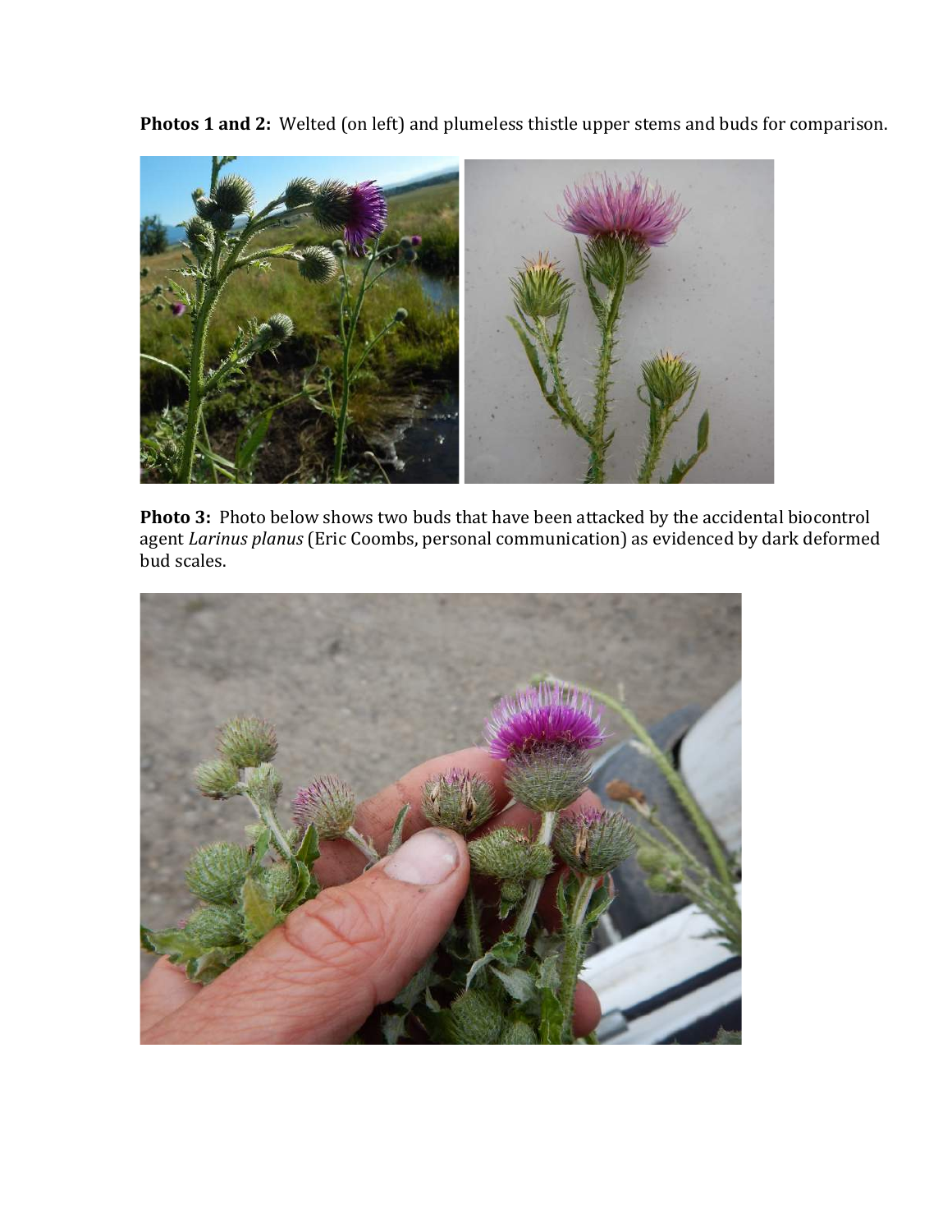**Photos 1 and 2:** Welted (on left) and plumeless thistle upper stems and buds for comparison.

**Photo 3:** Photo below shows two buds that have been attacked by the accidental biocontrol agent *Larinus planus* (Eric Coombs, personal communication) as evidenced by dark deformed bud scales.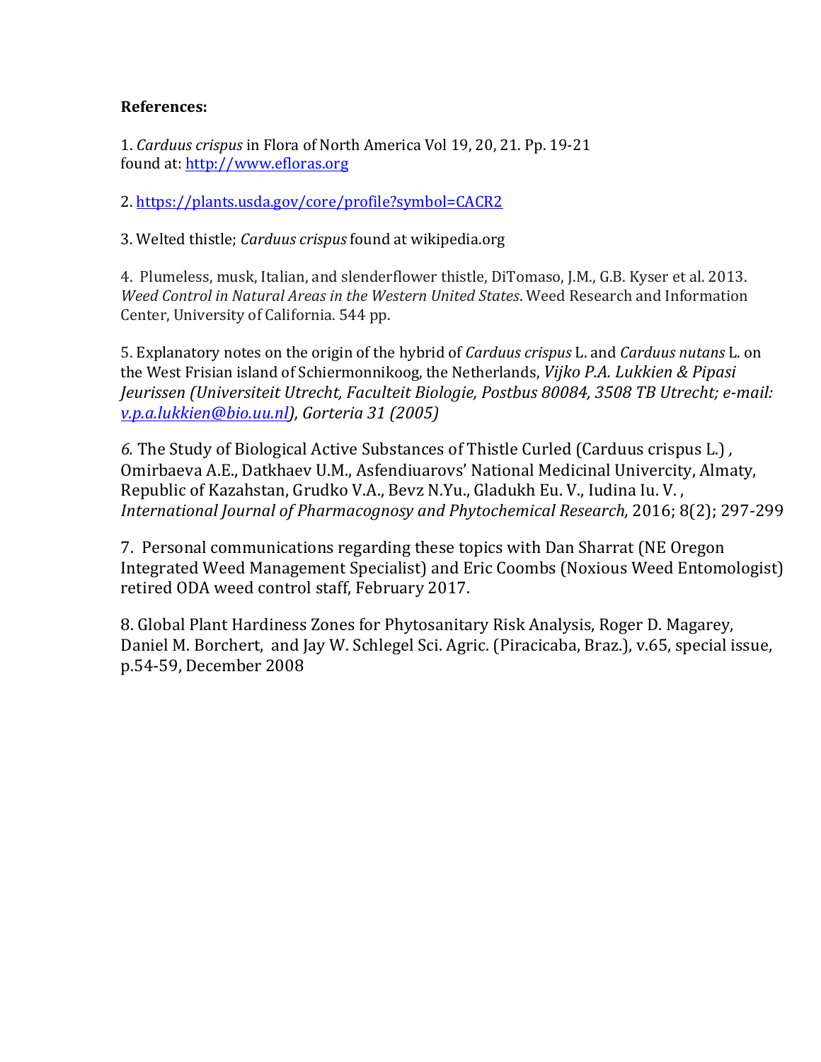**References:**

1. *Carduus crispus* in Flora of North America Vol 19, 20, 21. Pp. 19-21
found at: [http://www.efloras.org](http://www.efloras.org)

2. [https://plants.usda.gov/core/profile?symbol=CACR2](https://plants.usda.gov/core/profile?symbol=CACR2)

3. Welted thistle; *Carduus crispus* found at wikipedia.org

4. Plumeless, musk, Italian, and slenderflower thistle, DiTomaso, J.M., G.B. Kyser et al. 2013. *Weed Control in Natural Areas in the Western United States*. Weed Research and Information Center, University of California. 544 pp.

5. Explanatory notes on the origin of the hybrid of *Carduus crispus* L. and *Carduus nutans* L. on the West Frisian island of Schiermonnikoog, the Netherlands, *Vijko P.A. Lukkien & Pipasi Jeurissen (Universiteit Utrecht, Faculteit Biologie, Postbus 80084, 3508 TB Utrecht; e-mail: [v.p.a.lukkien@bio.uu.nl](mailto:v.p.a.lukkien@bio.uu.nl)), Gorteria 31 (2005)*

*6.* The Study of Biological Active Substances of Thistle Curled (Carduus crispus L.) *,* Omirbaeva A.E., Datkhaev U.M., Asfendiuarovs' National Medicinal Univercity, Almaty, Republic of Kazahstan, Grudko V.A., Bevz N.Yu., Gladukh Eu. V., Iudina Iu. V. , *International Journal of Pharmacognosy and Phytochemical Research,* 2016; 8(2); 297-299

7. Personal communications regarding these topics with Dan Sharrat (NE Oregon Integrated Weed Management Specialist) and Eric Coombs (Noxious Weed Entomologist) retired ODA weed control staff, February 2017.

8. Global Plant Hardiness Zones for Phytosanitary Risk Analysis, Roger D. Magarey, Daniel M. Borchert, and Jay W. Schlegel Sci. Agric. (Piracicaba, Braz.), v.65, special issue, p.54-59, December 2008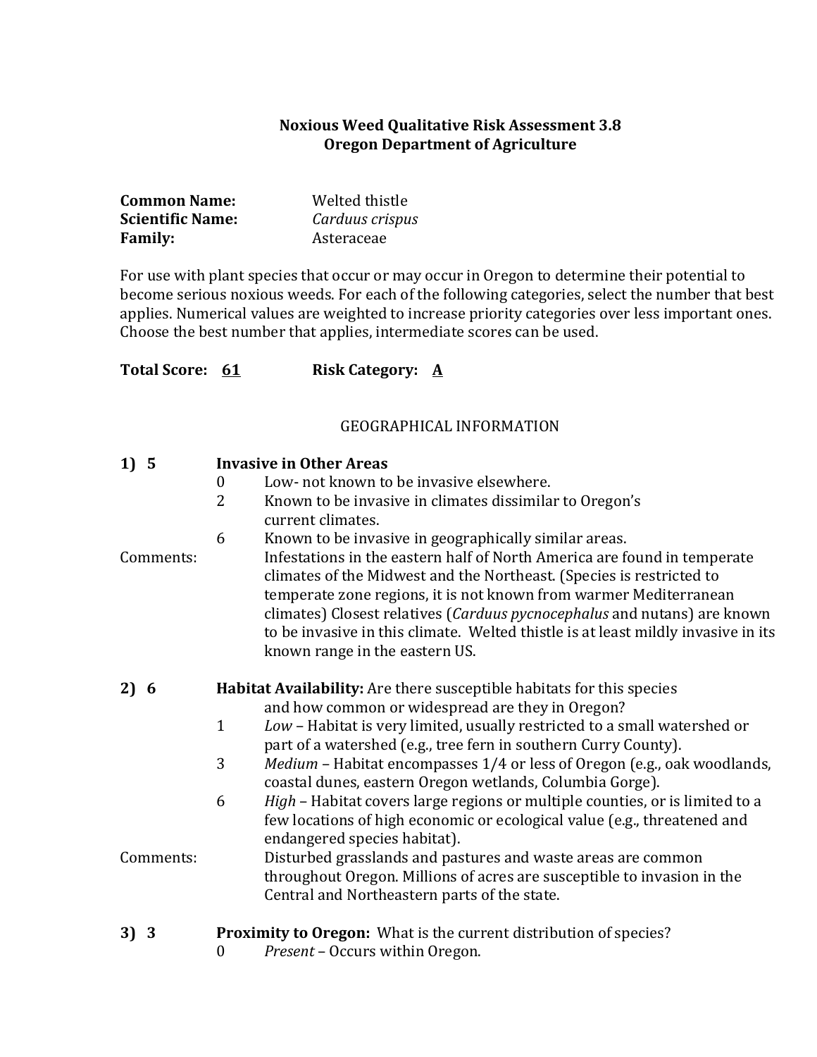**Noxious Weed Qualitative Risk Assessment 3.8**
**Oregon Department of Agriculture**

**Common Name:** Welted thistle
**Scientific Name:** *Carduus crispus*
**Family:** Asteraceae

For use with plant species that occur or may occur in Oregon to determine their potential to become serious noxious weeds. For each of the following categories, select the number that best applies. Numerical values are weighted to increase priority categories over less important ones. Choose the best number that applies, intermediate scores can be used.

**Total Score:** **61** **Risk Category:** **A**

GEOGRAPHICAL INFORMATION

**1) 5** **Invasive in Other Areas**

- 0 Low- not known to be invasive elsewhere.
- 2 Known to be invasive in climates dissimilar to Oregon's current climates.
- 6 Known to be invasive in geographically similar areas.

Comments: Infestations in the eastern half of North America are found in temperate climates of the Midwest and the Northeast. (Species is restricted to temperate zone regions, it is not known from warmer Mediterranean climates) Closest relatives (*Carduus pycnocephalus* and nutans) are known to be invasive in this climate. Welted thistle is at least mildly invasive in its known range in the eastern US.

**2) 6** **Habitat Availability:** Are there susceptible habitats for this species and how common or widespread are they in Oregon?

- 1 *Low* – Habitat is very limited, usually restricted to a small watershed or part of a watershed (e.g., tree fern in southern Curry County).
- 3 *Medium* – Habitat encompasses 1/4 or less of Oregon (e.g., oak woodlands, coastal dunes, eastern Oregon wetlands, Columbia Gorge).
- 6 *High* – Habitat covers large regions or multiple counties, or is limited to a few locations of high economic or ecological value (e.g., threatened and endangered species habitat).

Comments: Disturbed grasslands and pastures and waste areas are common throughout Oregon. Millions of acres are susceptible to invasion in the Central and Northeastern parts of the state.

**3) 3** **Proximity to Oregon:** What is the current distribution of species?

- 0 *Present* – Occurs within Oregon.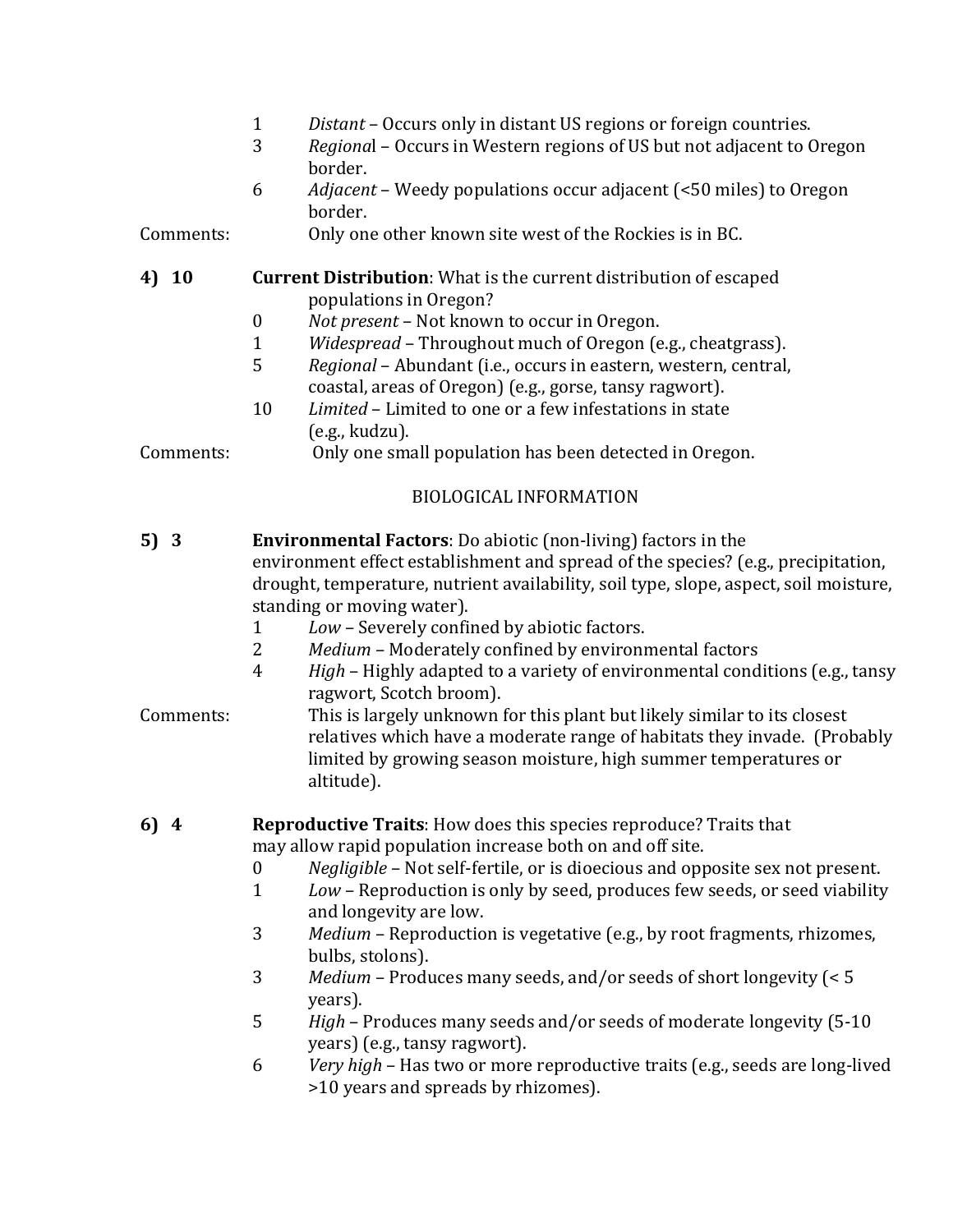1 *Distant* – Occurs only in distant US regions or foreign countries.
3 *Regiona*l – Occurs in Western regions of US but not adjacent to Oregon border.
6 *Adjacent* – Weedy populations occur adjacent (<50 miles) to Oregon border.

Comments: Only one other known site west of the Rockies is in BC.

**4) 10** **Current Distribution**: What is the current distribution of escaped populations in Oregon?

0 *Not present* – Not known to occur in Oregon.
1 *Widespread* – Throughout much of Oregon (e.g., cheatgrass).
5 *Regional* – Abundant (i.e., occurs in eastern, western, central, coastal, areas of Oregon) (e.g., gorse, tansy ragwort).
10 *Limited* – Limited to one or a few infestations in state (e.g., kudzu).

Comments: Only one small population has been detected in Oregon.

BIOLOGICAL INFORMATION

**5) 3** **Environmental Factors**: Do abiotic (non-living) factors in the environment effect establishment and spread of the species? (e.g., precipitation, drought, temperature, nutrient availability, soil type, slope, aspect, soil moisture, standing or moving water).

1 *Low* – Severely confined by abiotic factors.
2 *Medium* – Moderately confined by environmental factors
4 *High* – Highly adapted to a variety of environmental conditions (e.g., tansy ragwort, Scotch broom).

Comments: This is largely unknown for this plant but likely similar to its closest relatives which have a moderate range of habitats they invade. (Probably limited by growing season moisture, high summer temperatures or altitude).

**6) 4** **Reproductive Traits**: How does this species reproduce? Traits that may allow rapid population increase both on and off site.

0 *Negligible* – Not self-fertile, or is dioecious and opposite sex not present.
1 *Low* – Reproduction is only by seed, produces few seeds, or seed viability and longevity are low.
3 *Medium* – Reproduction is vegetative (e.g., by root fragments, rhizomes, bulbs, stolons).
3 *Medium* – Produces many seeds, and/or seeds of short longevity (< 5 years).
5 *High* – Produces many seeds and/or seeds of moderate longevity (5-10 years) (e.g., tansy ragwort).
6 *Very high* – Has two or more reproductive traits (e.g., seeds are long-lived >10 years and spreads by rhizomes).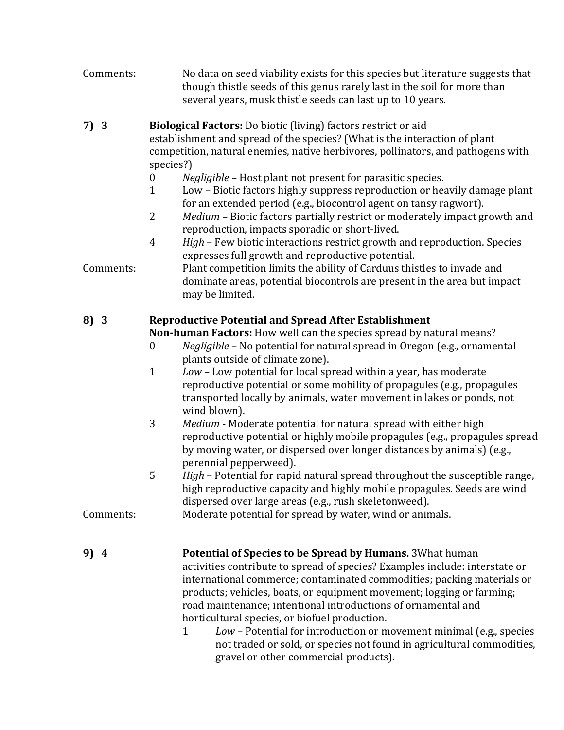Comments: No data on seed viability exists for this species but literature suggests that though thistle seeds of this genus rarely last in the soil for more than several years, musk thistle seeds can last up to 10 years.

**7) 3** **Biological Factors:** Do biotic (living) factors restrict or aid establishment and spread of the species? (What is the interaction of plant competition, natural enemies, native herbivores, pollinators, and pathogens with species?)

- 0 *Negligible* – Host plant not present for parasitic species.
- 1 Low – Biotic factors highly suppress reproduction or heavily damage plant for an extended period (e.g., biocontrol agent on tansy ragwort).
- 2 *Medium* – Biotic factors partially restrict or moderately impact growth and reproduction, impacts sporadic or short-lived.
- 4 *High* – Few biotic interactions restrict growth and reproduction. Species expresses full growth and reproductive potential.

Comments: Plant competition limits the ability of Carduus thistles to invade and dominate areas, potential biocontrols are present in the area but impact may be limited.

**8) 3** **Reproductive Potential and Spread After Establishment**
**Non-human Factors:** How well can the species spread by natural means?

- 0 *Negligible* – No potential for natural spread in Oregon (e.g., ornamental plants outside of climate zone).
- 1 *Low* – Low potential for local spread within a year, has moderate reproductive potential or some mobility of propagules (e.g., propagules transported locally by animals, water movement in lakes or ponds, not wind blown).
- 3 *Medium* - Moderate potential for natural spread with either high reproductive potential or highly mobile propagules (e.g., propagules spread by moving water, or dispersed over longer distances by animals) (e.g., perennial pepperweed).
- 5 *High* – Potential for rapid natural spread throughout the susceptible range, high reproductive capacity and highly mobile propagules. Seeds are wind dispersed over large areas (e.g., rush skeletonweed).

Comments: Moderate potential for spread by water, wind or animals.

**9) 4** **Potential of Species to be Spread by Humans.** 3What human activities contribute to spread of species? Examples include: interstate or international commerce; contaminated commodities; packing materials or products; vehicles, boats, or equipment movement; logging or farming; road maintenance; intentional introductions of ornamental and horticultural species, or biofuel production.

- 1 *Low* – Potential for introduction or movement minimal (e.g., species not traded or sold, or species not found in agricultural commodities, gravel or other commercial products).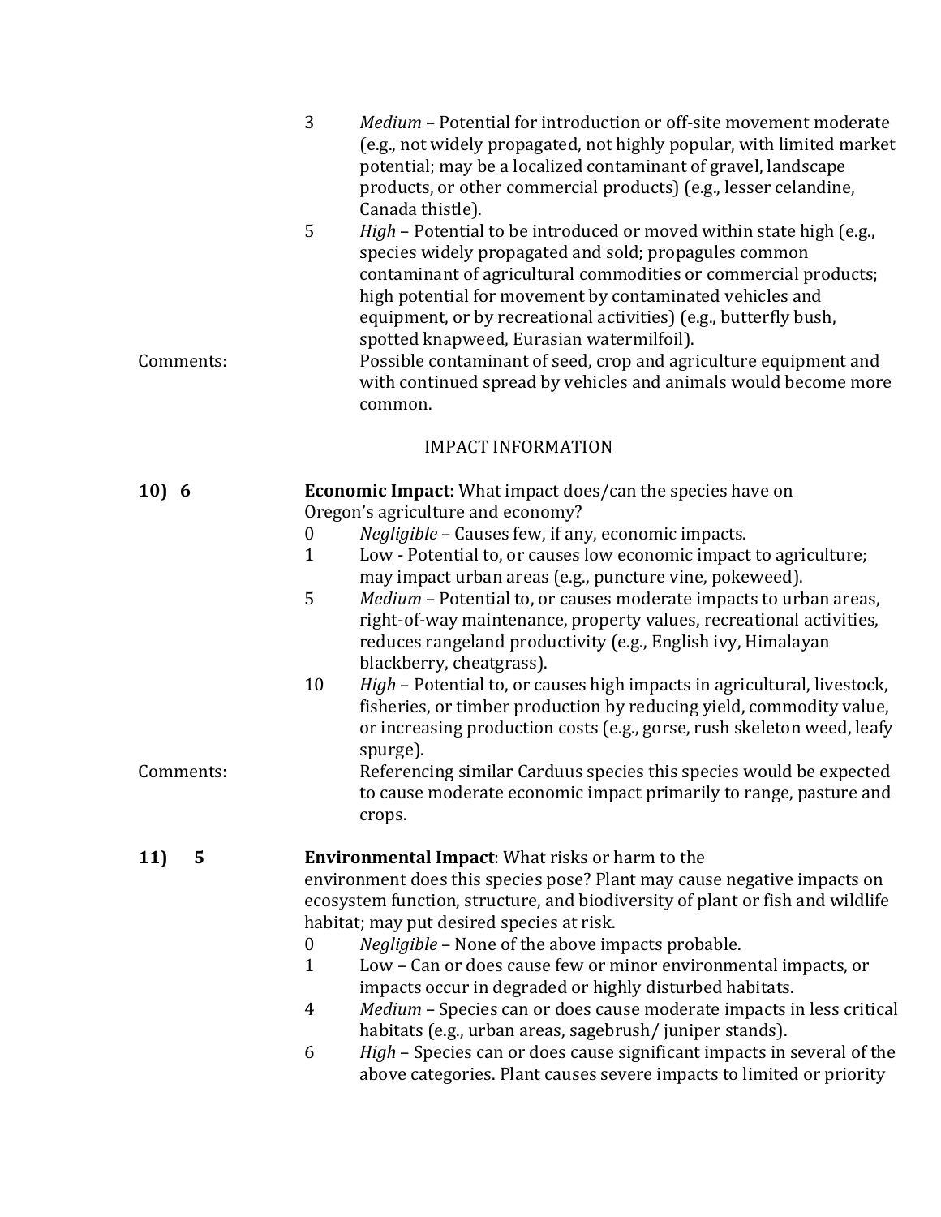3 *Medium* – Potential for introduction or off-site movement moderate (e.g., not widely propagated, not highly popular, with limited market potential; may be a localized contaminant of gravel, landscape products, or other commercial products) (e.g., lesser celandine, Canada thistle).

5 *High* – Potential to be introduced or moved within state high (e.g., species widely propagated and sold; propagules common contaminant of agricultural commodities or commercial products; high potential for movement by contaminated vehicles and equipment, or by recreational activities) (e.g., butterfly bush, spotted knapweed, Eurasian watermilfoil).

Comments: Possible contaminant of seed, crop and agriculture equipment and with continued spread by vehicles and animals would become more common.

IMPACT INFORMATION

**10) 6** **Economic Impact**: What impact does/can the species have on Oregon's agriculture and economy?

0 *Negligible* – Causes few, if any, economic impacts.

1 Low - Potential to, or causes low economic impact to agriculture; may impact urban areas (e.g., puncture vine, pokeweed).

5 *Medium* – Potential to, or causes moderate impacts to urban areas, right-of-way maintenance, property values, recreational activities, reduces rangeland productivity (e.g., English ivy, Himalayan blackberry, cheatgrass).

10 *High* – Potential to, or causes high impacts in agricultural, livestock, fisheries, or timber production by reducing yield, commodity value, or increasing production costs (e.g., gorse, rush skeleton weed, leafy spurge).

Comments: Referencing similar Carduus species this species would be expected to cause moderate economic impact primarily to range, pasture and crops.

**11) 5** **Environmental Impact**: What risks or harm to the environment does this species pose? Plant may cause negative impacts on ecosystem function, structure, and biodiversity of plant or fish and wildlife habitat; may put desired species at risk.

0 *Negligible* – None of the above impacts probable.

1 Low – Can or does cause few or minor environmental impacts, or impacts occur in degraded or highly disturbed habitats.

4 *Medium* – Species can or does cause moderate impacts in less critical habitats (e.g., urban areas, sagebrush/ juniper stands).

6 *High* – Species can or does cause significant impacts in several of the above categories. Plant causes severe impacts to limited or priority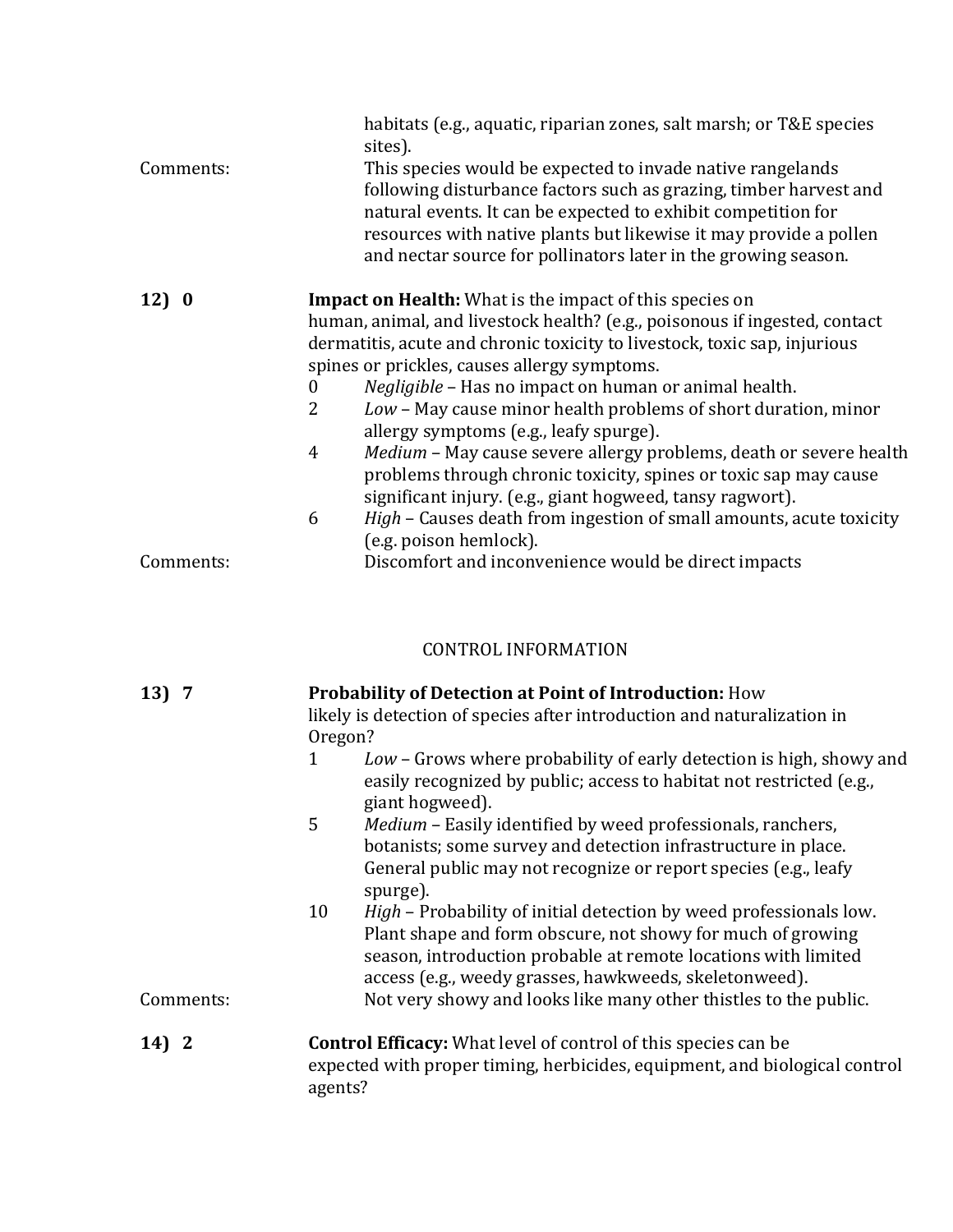habitats (e.g., aquatic, riparian zones, salt marsh; or T&E species sites).

Comments: This species would be expected to invade native rangelands following disturbance factors such as grazing, timber harvest and natural events. It can be expected to exhibit competition for resources with native plants but likewise it may provide a pollen and nectar source for pollinators later in the growing season.

**12) 0** **Impact on Health:** What is the impact of this species on human, animal, and livestock health? (e.g., poisonous if ingested, contact dermatitis, acute and chronic toxicity to livestock, toxic sap, injurious spines or prickles, causes allergy symptoms.

- 0 *Negligible* – Has no impact on human or animal health.
- 2 *Low* – May cause minor health problems of short duration, minor allergy symptoms (e.g., leafy spurge).
- 4 *Medium* – May cause severe allergy problems, death or severe health problems through chronic toxicity, spines or toxic sap may cause significant injury. (e.g., giant hogweed, tansy ragwort).
- 6 *High* – Causes death from ingestion of small amounts, acute toxicity (e.g. poison hemlock).

Comments: Discomfort and inconvenience would be direct impacts

## CONTROL INFORMATION

**13) 7** **Probability of Detection at Point of Introduction:** How likely is detection of species after introduction and naturalization in Oregon?

- 1 *Low* – Grows where probability of early detection is high, showy and easily recognized by public; access to habitat not restricted (e.g., giant hogweed).
- 5 *Medium* – Easily identified by weed professionals, ranchers, botanists; some survey and detection infrastructure in place. General public may not recognize or report species (e.g., leafy spurge).
- 10 *High* – Probability of initial detection by weed professionals low. Plant shape and form obscure, not showy for much of growing season, introduction probable at remote locations with limited access (e.g., weedy grasses, hawkweeds, skeletonweed).

Comments: Not very showy and looks like many other thistles to the public.

**14) 2** **Control Efficacy:** What level of control of this species can be expected with proper timing, herbicides, equipment, and biological control agents?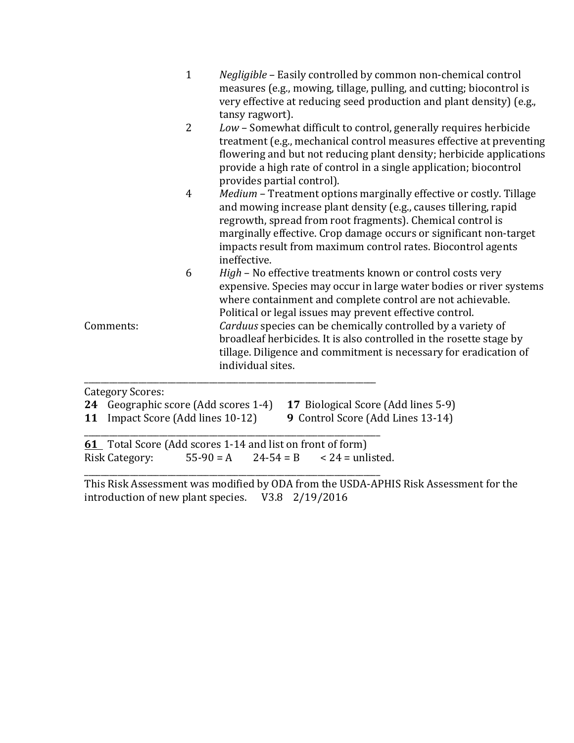1 *Negligible* – Easily controlled by common non-chemical control measures (e.g., mowing, tillage, pulling, and cutting; biocontrol is very effective at reducing seed production and plant density) (e.g., tansy ragwort).

2 *Low* – Somewhat difficult to control, generally requires herbicide treatment (e.g., mechanical control measures effective at preventing flowering and but not reducing plant density; herbicide applications provide a high rate of control in a single application; biocontrol provides partial control).

4 *Medium* – Treatment options marginally effective or costly. Tillage and mowing increase plant density (e.g., causes tillering, rapid regrowth, spread from root fragments). Chemical control is marginally effective. Crop damage occurs or significant non-target impacts result from maximum control rates. Biocontrol agents ineffective.

6 *High* – No effective treatments known or control costs very expensive. Species may occur in large water bodies or river systems where containment and complete control are not achievable. Political or legal issues may prevent effective control.

Comments: *Carduus* species can be chemically controlled by a variety of broadleaf herbicides. It is also controlled in the rosette stage by tillage. Diligence and commitment is necessary for eradication of individual sites.

---

Category Scores:

**24** Geographic score (Add scores 1-4) **17** Biological Score (Add lines 5-9)

**11** Impact Score (Add lines 10-12) **9** Control Score (Add Lines 13-14)

---

**61** Total Score (Add scores 1-14 and list on front of form)

Risk Category: 55-90 = A 24-54 = B < 24 = unlisted.

---

This Risk Assessment was modified by ODA from the USDA-APHIS Risk Assessment for the introduction of new plant species. V3.8 2/19/2016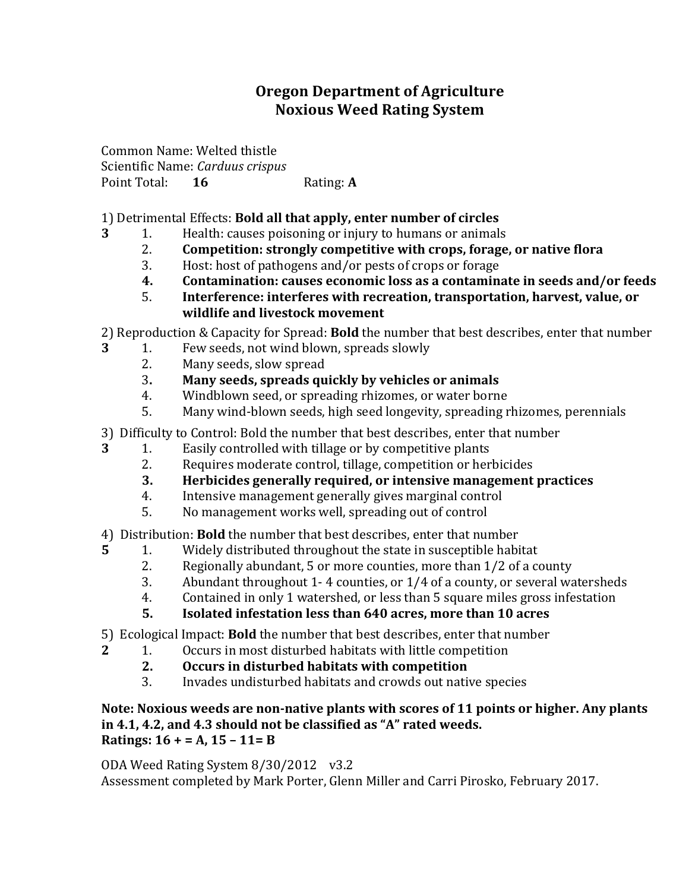# Oregon Department of Agriculture
# Noxious Weed Rating System

Common Name: Welted thistle
Scientific Name: *Carduus crispus*
Point Total: **16** Rating: **A**

1) Detrimental Effects: **Bold all that apply, enter number of circles**

**3**
1. Health: causes poisoning or injury to humans or animals
2. **Competition: strongly competitive with crops, forage, or native flora**
3. Host: host of pathogens and/or pests of crops or forage
4. **Contamination: causes economic loss as a contaminate in seeds and/or feeds**
5. **Interference: interferes with recreation, transportation, harvest, value, or wildlife and livestock movement**

2) Reproduction & Capacity for Spread: **Bold** the number that best describes, enter that number

**3**
1. Few seeds, not wind blown, spreads slowly
2. Many seeds, slow spread
3. **Many seeds, spreads quickly by vehicles or animals**
4. Windblown seed, or spreading rhizomes, or water borne
5. Many wind-blown seeds, high seed longevity, spreading rhizomes, perennials

3) Difficulty to Control: Bold the number that best describes, enter that number

**3**
1. Easily controlled with tillage or by competitive plants
2. Requires moderate control, tillage, competition or herbicides
3. **Herbicides generally required, or intensive management practices**
4. Intensive management generally gives marginal control
5. No management works well, spreading out of control

4) Distribution: **Bold** the number that best describes, enter that number

**5**
1. Widely distributed throughout the state in susceptible habitat
2. Regionally abundant, 5 or more counties, more than 1/2 of a county
3. Abundant throughout 1- 4 counties, or 1/4 of a county, or several watersheds
4. Contained in only 1 watershed, or less than 5 square miles gross infestation
5. **Isolated infestation less than 640 acres, more than 10 acres**

5) Ecological Impact: **Bold** the number that best describes, enter that number

**2**
1. Occurs in most disturbed habitats with little competition
2. **Occurs in disturbed habitats with competition**
3. Invades undisturbed habitats and crowds out native species

**Note: Noxious weeds are non-native plants with scores of 11 points or higher. Any plants in 4.1, 4.2, and 4.3 should not be classified as "A" rated weeds.**
**Ratings: 16 + = A, 15 – 11= B**

ODA Weed Rating System 8/30/2012 v3.2
Assessment completed by Mark Porter, Glenn Miller and Carri Pirosko, February 2017.